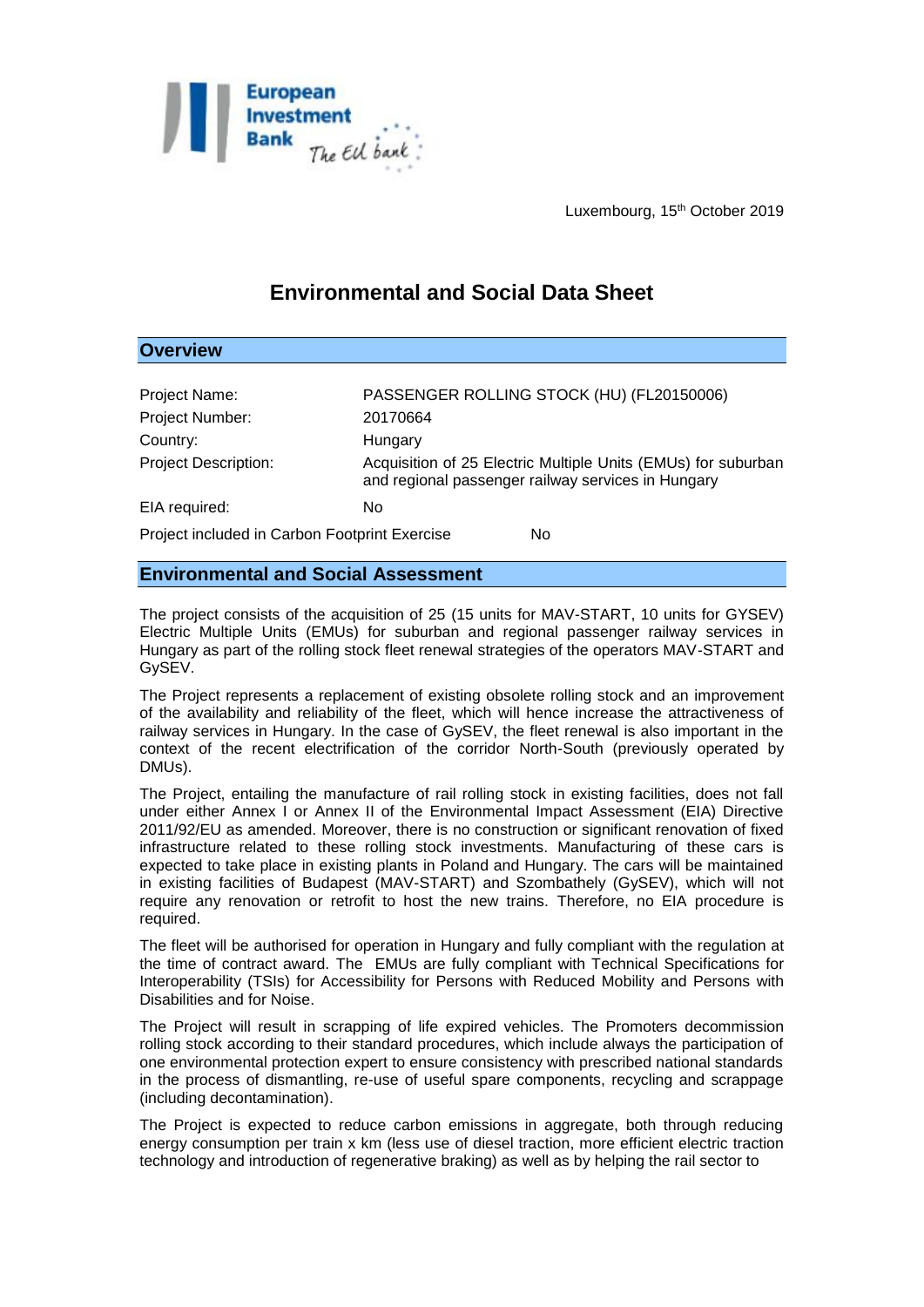Luxembourg, 15th October 2019

# Environmental and Social Data Sheet

## Overview

| | |
|---|---|
| Project Name: | PASSENGER ROLLING STOCK (HU) (FL20150006) |
| Project Number: | 20170664 |
| Country: | Hungary |
| Project Description: | Acquisition of 25 Electric Multiple Units (EMUs) for suburban and regional passenger railway services in Hungary |
| EIA required: | No |
| Project included in Carbon Footprint Exercise | No |

## Environmental and Social Assessment

The project consists of the acquisition of 25 (15 units for MAV-START, 10 units for GYSEV) Electric Multiple Units (EMUs) for suburban and regional passenger railway services in Hungary as part of the rolling stock fleet renewal strategies of the operators MAV-START and GySEV.

The Project represents a replacement of existing obsolete rolling stock and an improvement of the availability and reliability of the fleet, which will hence increase the attractiveness of railway services in Hungary. In the case of GySEV, the fleet renewal is also important in the context of the recent electrification of the corridor North-South (previously operated by DMUs).

The Project, entailing the manufacture of rail rolling stock in existing facilities, does not fall under either Annex I or Annex II of the Environmental Impact Assessment (EIA) Directive 2011/92/EU as amended. Moreover, there is no construction or significant renovation of fixed infrastructure related to these rolling stock investments. Manufacturing of these cars is expected to take place in existing plants in Poland and Hungary. The cars will be maintained in existing facilities of Budapest (MAV-START) and Szombathely (GySEV), which will not require any renovation or retrofit to host the new trains. Therefore, no EIA procedure is required.

The fleet will be authorised for operation in Hungary and fully compliant with the regulation at the time of contract award. The EMUs are fully compliant with Technical Specifications for Interoperability (TSIs) for Accessibility for Persons with Reduced Mobility and Persons with Disabilities and for Noise.

The Project will result in scrapping of life expired vehicles. The Promoters decommission rolling stock according to their standard procedures, which include always the participation of one environmental protection expert to ensure consistency with prescribed national standards in the process of dismantling, re-use of useful spare components, recycling and scrappage (including decontamination).

The Project is expected to reduce carbon emissions in aggregate, both through reducing energy consumption per train x km (less use of diesel traction, more efficient electric traction technology and introduction of regenerative braking) as well as by helping the rail sector to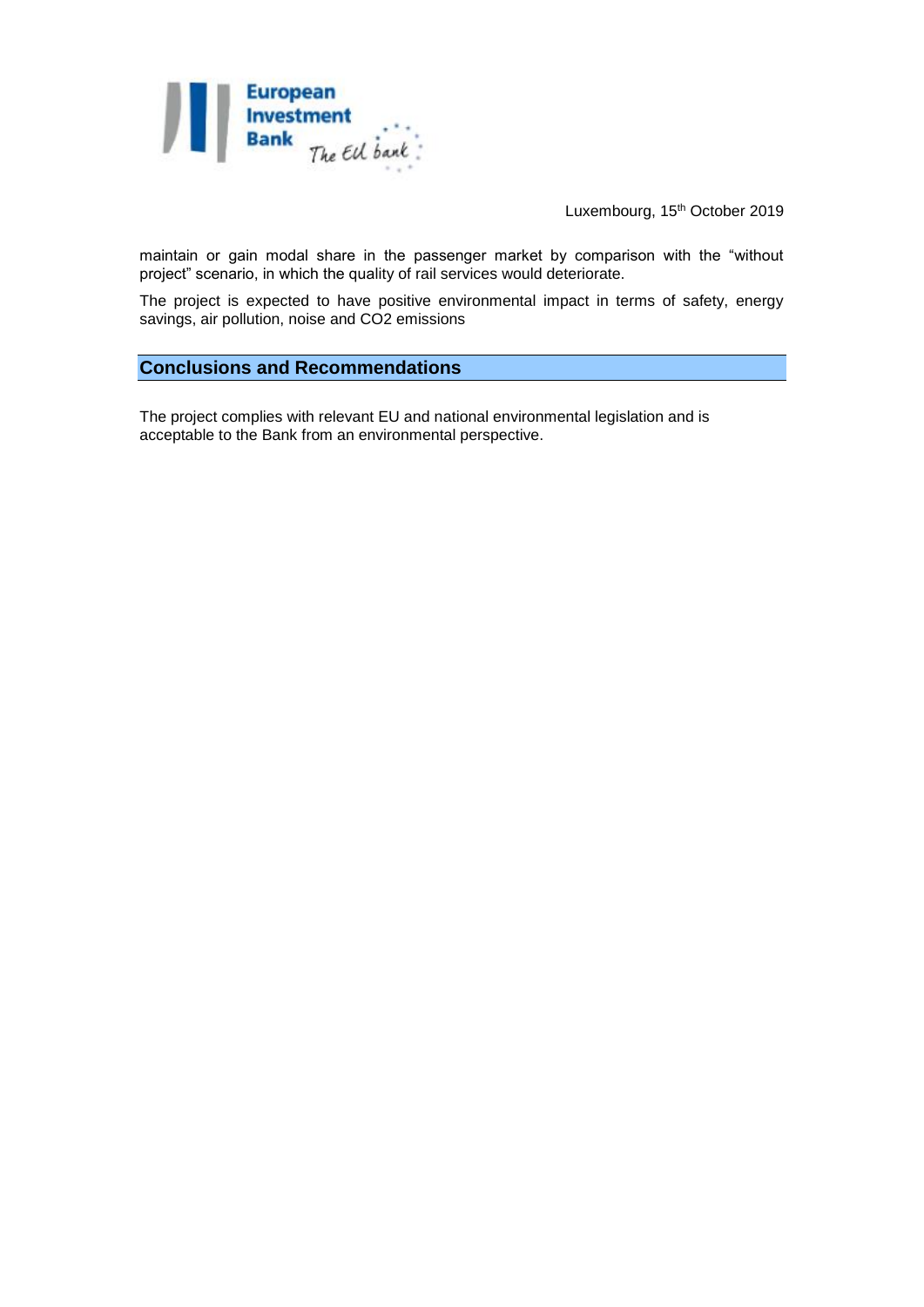maintain or gain modal share in the passenger market by comparison with the "without project" scenario, in which the quality of rail services would deteriorate.

The project is expected to have positive environmental impact in terms of safety, energy savings, air pollution, noise and $CO_2$ emissions

## Conclusions and Recommendations

The project complies with relevant EU and national environmental legislation and is acceptable to the Bank from an environmental perspective.